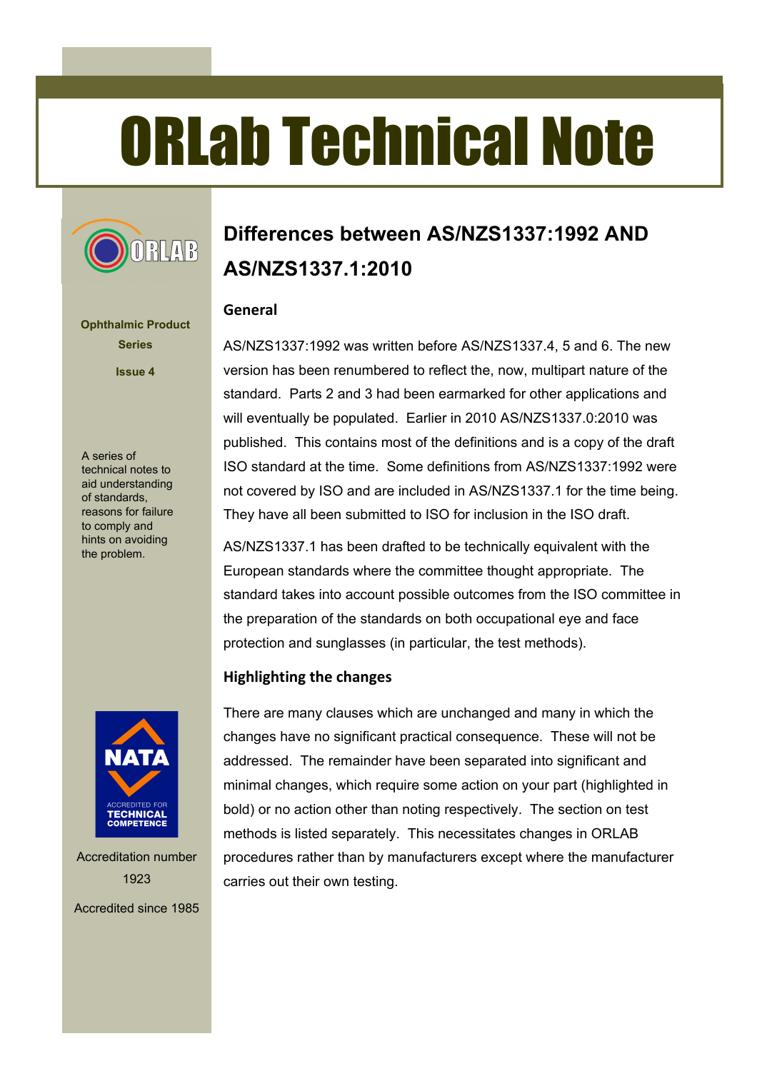# ORLab Technical Note

**Ophthalmic Product Series**

**Issue 4**

A series of technical notes to aid understanding of standards, reasons for failure to comply and hints on avoiding the problem.

Accreditation number 1923

Accredited since 1985

## Differences between AS/NZS1337:1992 AND AS/NZS1337.1:2010

### General

AS/NZS1337:1992 was written before AS/NZS1337.4, 5 and 6. The new version has been renumbered to reflect the, now, multipart nature of the standard. Parts 2 and 3 had been earmarked for other applications and will eventually be populated. Earlier in 2010 AS/NZS1337.0:2010 was published. This contains most of the definitions and is a copy of the draft ISO standard at the time. Some definitions from AS/NZS1337:1992 were not covered by ISO and are included in AS/NZS1337.1 for the time being. They have all been submitted to ISO for inclusion in the ISO draft.

AS/NZS1337.1 has been drafted to be technically equivalent with the European standards where the committee thought appropriate. The standard takes into account possible outcomes from the ISO committee in the preparation of the standards on both occupational eye and face protection and sunglasses (in particular, the test methods).

### Highlighting the changes

There are many clauses which are unchanged and many in which the changes have no significant practical consequence. These will not be addressed. The remainder have been separated into significant and minimal changes, which require some action on your part (highlighted in bold) or no action other than noting respectively. The section on test methods is listed separately. This necessitates changes in ORLAB procedures rather than by manufacturers except where the manufacturer carries out their own testing.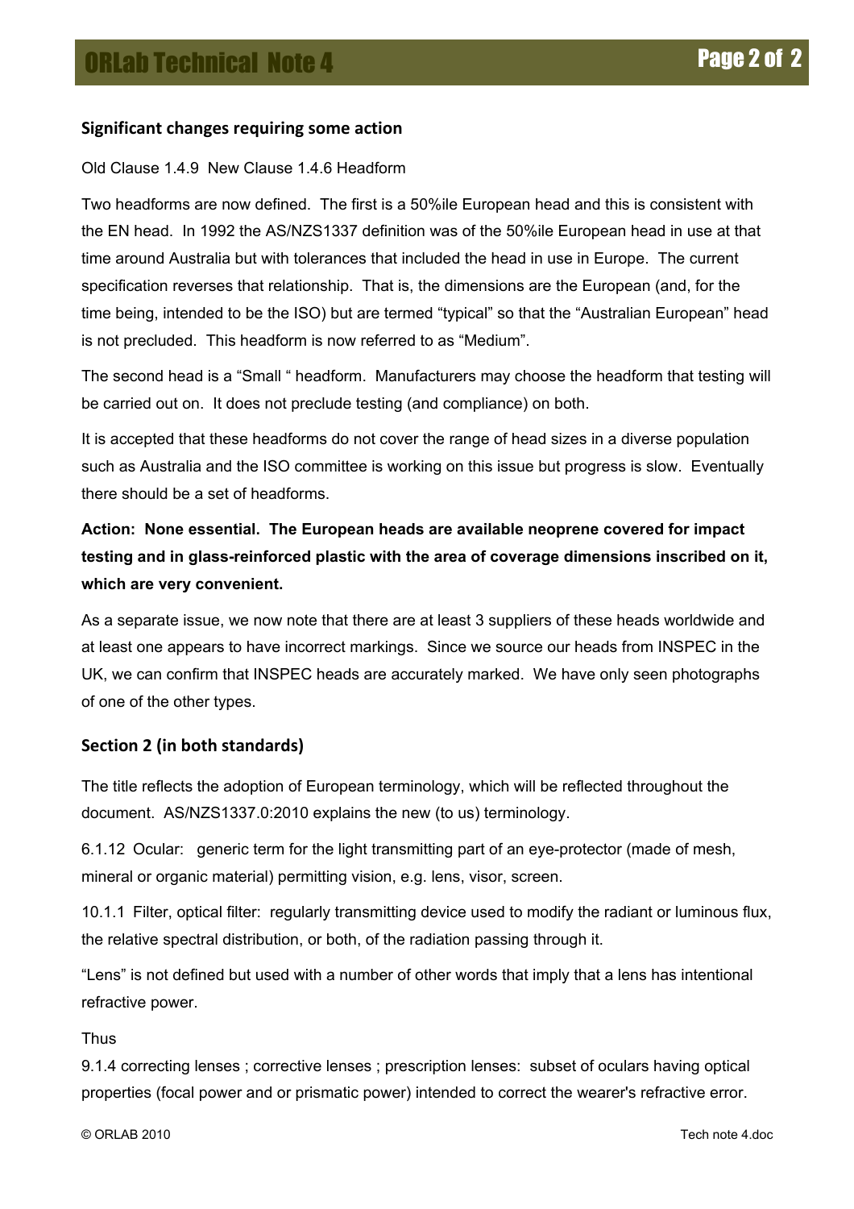## Significant changes requiring some action

Old Clause 1.4.9 New Clause 1.4.6 Headform

Two headforms are now defined. The first is a 50%ile European head and this is consistent with the EN head. In 1992 the AS/NZS1337 definition was of the 50%ile European head in use at that time around Australia but with tolerances that included the head in use in Europe. The current specification reverses that relationship. That is, the dimensions are the European (and, for the time being, intended to be the ISO) but are termed “typical” so that the “Australian European” head is not precluded. This headform is now referred to as “Medium”.

The second head is a “Small “ headform. Manufacturers may choose the headform that testing will be carried out on. It does not preclude testing (and compliance) on both.

It is accepted that these headforms do not cover the range of head sizes in a diverse population such as Australia and the ISO committee is working on this issue but progress is slow. Eventually there should be a set of headforms.

**Action: None essential. The European heads are available neoprene covered for impact testing and in glass-reinforced plastic with the area of coverage dimensions inscribed on it, which are very convenient.**

As a separate issue, we now note that there are at least 3 suppliers of these heads worldwide and at least one appears to have incorrect markings. Since we source our heads from INSPEC in the UK, we can confirm that INSPEC heads are accurately marked. We have only seen photographs of one of the other types.

## Section 2 (in both standards)

The title reflects the adoption of European terminology, which will be reflected throughout the document. AS/NZS1337.0:2010 explains the new (to us) terminology.

6.1.12 Ocular: generic term for the light transmitting part of an eye-protector (made of mesh, mineral or organic material) permitting vision, e.g. lens, visor, screen.

10.1.1 Filter, optical filter: regularly transmitting device used to modify the radiant or luminous flux, the relative spectral distribution, or both, of the radiation passing through it.

“Lens” is not defined but used with a number of other words that imply that a lens has intentional refractive power.

Thus

9.1.4 correcting lenses ; corrective lenses ; prescription lenses: subset of oculars having optical properties (focal power and or prismatic power) intended to correct the wearer's refractive error.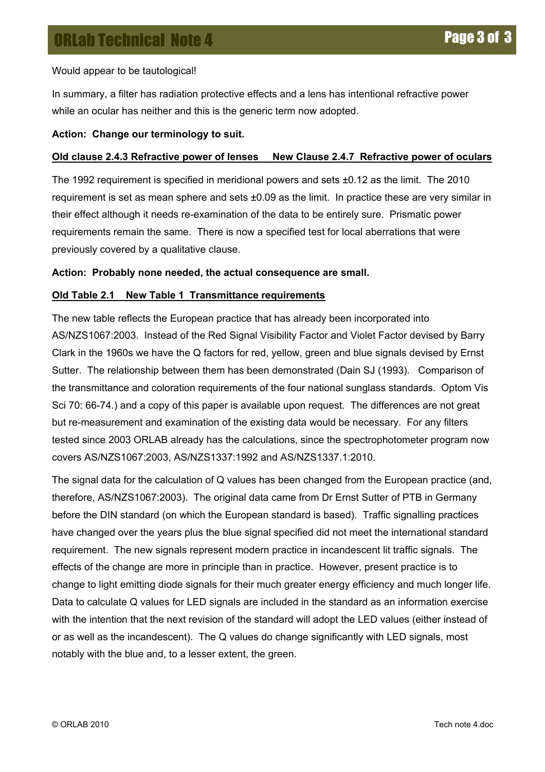Would appear to be tautological!

In summary, a filter has radiation protective effects and a lens has intentional refractive power while an ocular has neither and this is the generic term now adopted.

**Action: Change our terminology to suit.**

**<u>Old clause 2.4.3 Refractive power of lenses    New Clause 2.4.7 Refractive power of oculars</u>**

The 1992 requirement is specified in meridional powers and sets ±0.12 as the limit. The 2010 requirement is set as mean sphere and sets ±0.09 as the limit. In practice these are very similar in their effect although it needs re-examination of the data to be entirely sure. Prismatic power requirements remain the same. There is now a specified test for local aberrations that were previously covered by a qualitative clause.

**Action: Probably none needed, the actual consequence are small.**

**<u>Old Table 2.1    New Table 1 Transmittance requirements</u>**

The new table reflects the European practice that has already been incorporated into AS/NZS1067:2003. Instead of the Red Signal Visibility Factor and Violet Factor devised by Barry Clark in the 1960s we have the Q factors for red, yellow, green and blue signals devised by Ernst Sutter. The relationship between them has been demonstrated (Dain SJ (1993). Comparison of the transmittance and coloration requirements of the four national sunglass standards. Optom Vis Sci 70: 66-74.) and a copy of this paper is available upon request. The differences are not great but re-measurement and examination of the existing data would be necessary. For any filters tested since 2003 ORLAB already has the calculations, since the spectrophotometer program now covers AS/NZS1067:2003, AS/NZS1337:1992 and AS/NZS1337.1:2010.

The signal data for the calculation of Q values has been changed from the European practice (and, therefore, AS/NZS1067:2003). The original data came from Dr Ernst Sutter of PTB in Germany before the DIN standard (on which the European standard is based). Traffic signalling practices have changed over the years plus the blue signal specified did not meet the international standard requirement. The new signals represent modern practice in incandescent lit traffic signals. The effects of the change are more in principle than in practice. However, present practice is to change to light emitting diode signals for their much greater energy efficiency and much longer life. Data to calculate Q values for LED signals are included in the standard as an information exercise with the intention that the next revision of the standard will adopt the LED values (either instead of or as well as the incandescent). The Q values do change significantly with LED signals, most notably with the blue and, to a lesser extent, the green.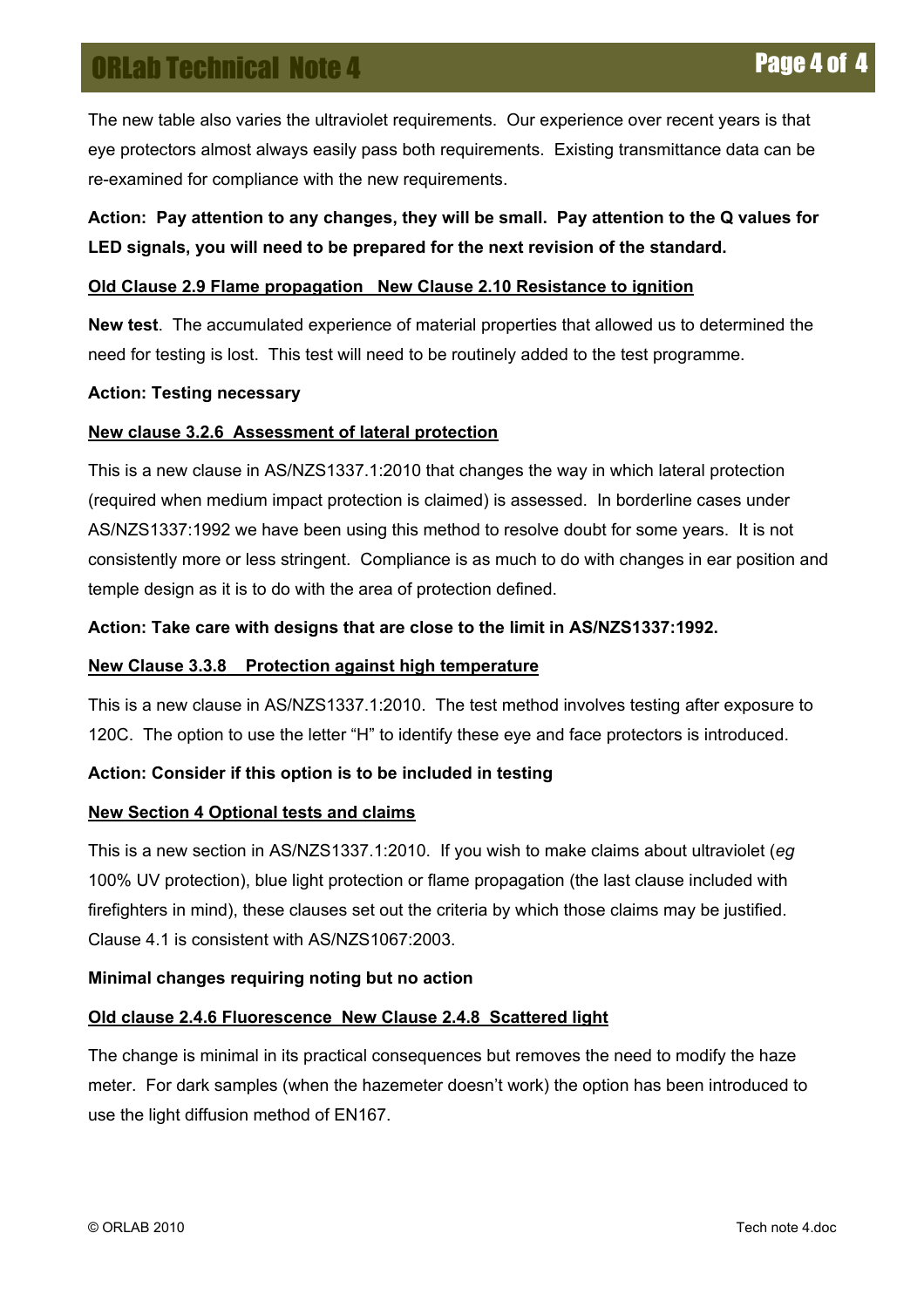The new table also varies the ultraviolet requirements. Our experience over recent years is that eye protectors almost always easily pass both requirements. Existing transmittance data can be re-examined for compliance with the new requirements.

**Action: Pay attention to any changes, they will be small. Pay attention to the Q values for LED signals, you will need to be prepared for the next revision of the standard.**

<u>**Old Clause 2.9 Flame propagation   New Clause 2.10 Resistance to ignition**</u>

**New test**. The accumulated experience of material properties that allowed us to determined the need for testing is lost. This test will need to be routinely added to the test programme.

**Action: Testing necessary**

<u>**New clause 3.2.6  Assessment of lateral protection**</u>

This is a new clause in AS/NZS1337.1:2010 that changes the way in which lateral protection (required when medium impact protection is claimed) is assessed. In borderline cases under AS/NZS1337:1992 we have been using this method to resolve doubt for some years. It is not consistently more or less stringent. Compliance is as much to do with changes in ear position and temple design as it is to do with the area of protection defined.

**Action: Take care with designs that are close to the limit in AS/NZS1337:1992.**

<u>**New Clause 3.3.8    Protection against high temperature**</u>

This is a new clause in AS/NZS1337.1:2010. The test method involves testing after exposure to 120C. The option to use the letter "H" to identify these eye and face protectors is introduced.

**Action: Consider if this option is to be included in testing**

<u>**New Section 4 Optional tests and claims**</u>

This is a new section in AS/NZS1337.1:2010. If you wish to make claims about ultraviolet (*eg* 100% UV protection), blue light protection or flame propagation (the last clause included with firefighters in mind), these clauses set out the criteria by which those claims may be justified. Clause 4.1 is consistent with AS/NZS1067:2003.

**Minimal changes requiring noting but no action**

<u>**Old clause 2.4.6 Fluorescence  New Clause 2.4.8  Scattered light**</u>

The change is minimal in its practical consequences but removes the need to modify the haze meter. For dark samples (when the hazemeter doesn't work) the option has been introduced to use the light diffusion method of EN167.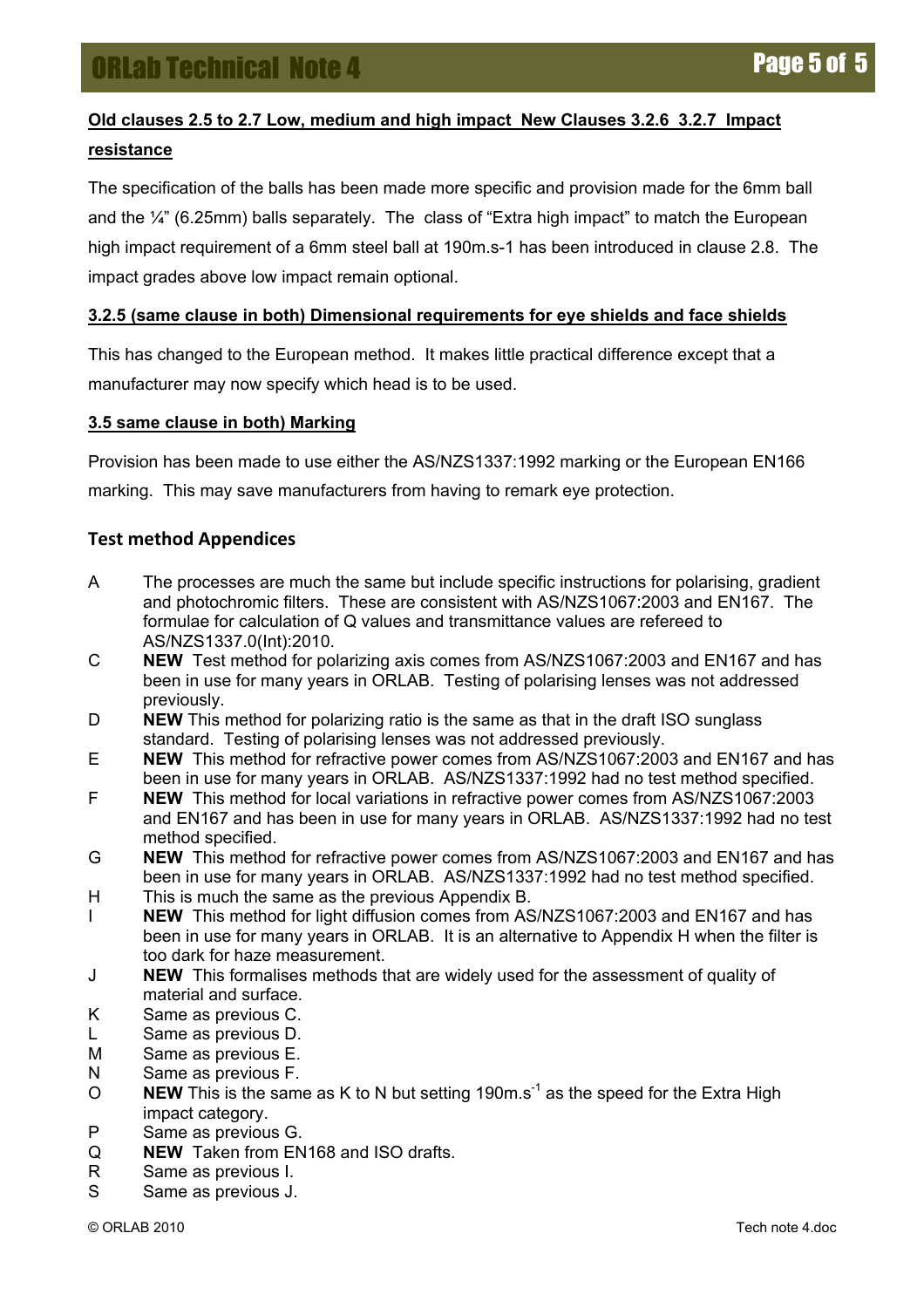**Old clauses 2.5 to 2.7 Low, medium and high impact New Clauses 3.2.6 3.2.7 Impact resistance**

The specification of the balls has been made more specific and provision made for the 6mm ball and the ¼" (6.25mm) balls separately. The class of "Extra high impact" to match the European high impact requirement of a 6mm steel ball at 190m.s-1 has been introduced in clause 2.8. The impact grades above low impact remain optional.

**3.2.5 (same clause in both) Dimensional requirements for eye shields and face shields**

This has changed to the European method. It makes little practical difference except that a manufacturer may now specify which head is to be used.

**3.5 same clause in both) Marking**

Provision has been made to use either the AS/NZS1337:1992 marking or the European EN166 marking. This may save manufacturers from having to remark eye protection.

## Test method Appendices

- A The processes are much the same but include specific instructions for polarising, gradient and photochromic filters. These are consistent with AS/NZS1067:2003 and EN167. The formulae for calculation of Q values and transmittance values are refereed to AS/NZS1337.0(Int):2010.
- C **NEW** Test method for polarizing axis comes from AS/NZS1067:2003 and EN167 and has been in use for many years in ORLAB. Testing of polarising lenses was not addressed previously.
- D **NEW** This method for polarizing ratio is the same as that in the draft ISO sunglass standard. Testing of polarising lenses was not addressed previously.
- E **NEW** This method for refractive power comes from AS/NZS1067:2003 and EN167 and has been in use for many years in ORLAB. AS/NZS1337:1992 had no test method specified.
- F **NEW** This method for local variations in refractive power comes from AS/NZS1067:2003 and EN167 and has been in use for many years in ORLAB. AS/NZS1337:1992 had no test method specified.
- G **NEW** This method for refractive power comes from AS/NZS1067:2003 and EN167 and has been in use for many years in ORLAB. AS/NZS1337:1992 had no test method specified.
- H This is much the same as the previous Appendix B.
- I **NEW** This method for light diffusion comes from AS/NZS1067:2003 and EN167 and has been in use for many years in ORLAB. It is an alternative to Appendix H when the filter is too dark for haze measurement.
- J **NEW** This formalises methods that are widely used for the assessment of quality of material and surface.
- K Same as previous C.
- L Same as previous D.
- M Same as previous E.
- N Same as previous F.
- O **NEW** This is the same as K to N but setting 190m.s$^{-1}$ as the speed for the Extra High impact category.
- P Same as previous G.
- Q **NEW** Taken from EN168 and ISO drafts.
- R Same as previous I.
- S Same as previous J.

© ORLAB 2010 Tech note 4.doc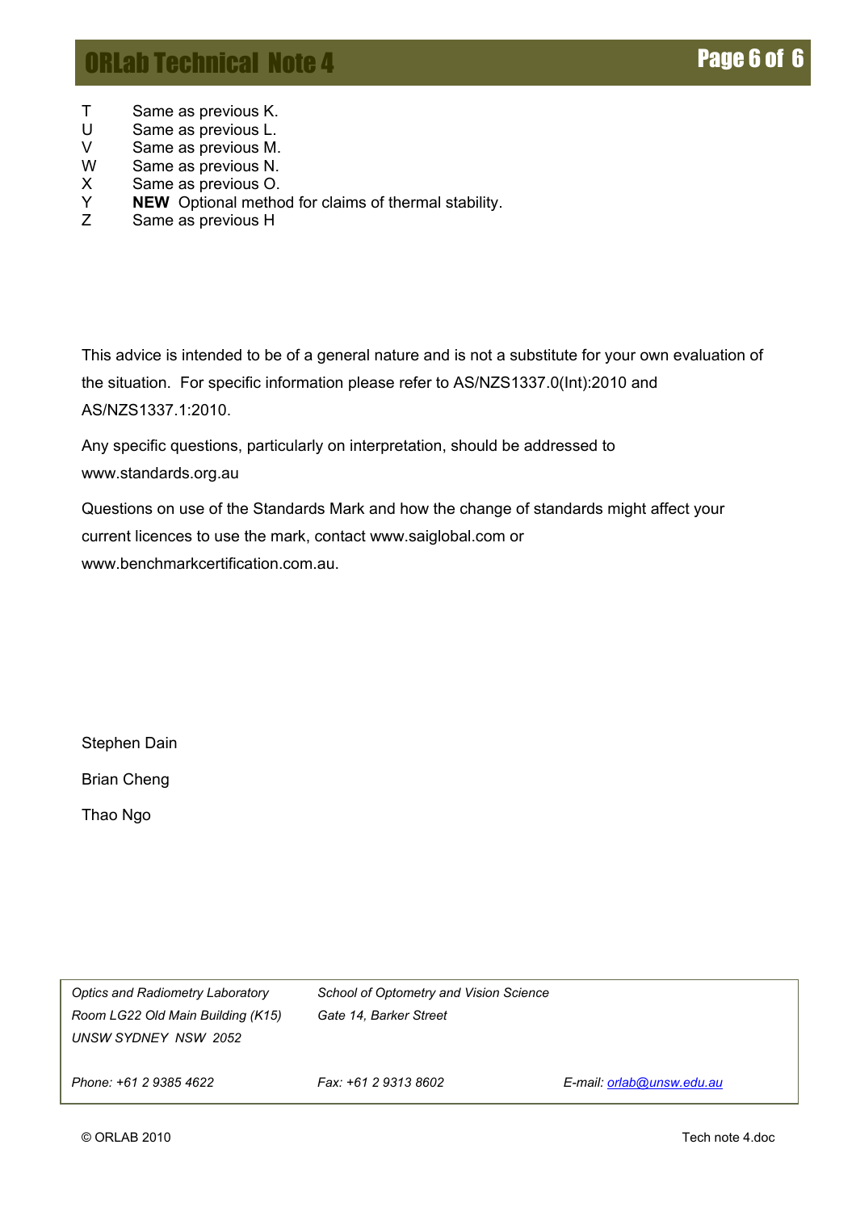T Same as previous K.
U Same as previous L.
V Same as previous M.
W Same as previous N.
X Same as previous O.
Y **NEW** Optional method for claims of thermal stability.
Z Same as previous H

This advice is intended to be of a general nature and is not a substitute for your own evaluation of the situation. For specific information please refer to AS/NZS1337.0(Int):2010 and AS/NZS1337.1:2010.

Any specific questions, particularly on interpretation, should be addressed to www.standards.org.au

Questions on use of the Standards Mark and how the change of standards might affect your current licences to use the mark, contact www.saiglobal.com or www.benchmarkcertification.com.au.

Stephen Dain

Brian Cheng

Thao Ngo

*Optics and Radiometry Laboratory*
*Room LG22 Old Main Building (K15)*
*UNSW SYDNEY NSW 2052*

*School of Optometry and Vision Science*
*Gate 14, Barker Street*

*Phone: +61 2 9385 4622* *Fax: +61 2 9313 8602* *E-mail: orlab@unsw.edu.au*

© ORLAB 2010 Tech note 4.doc